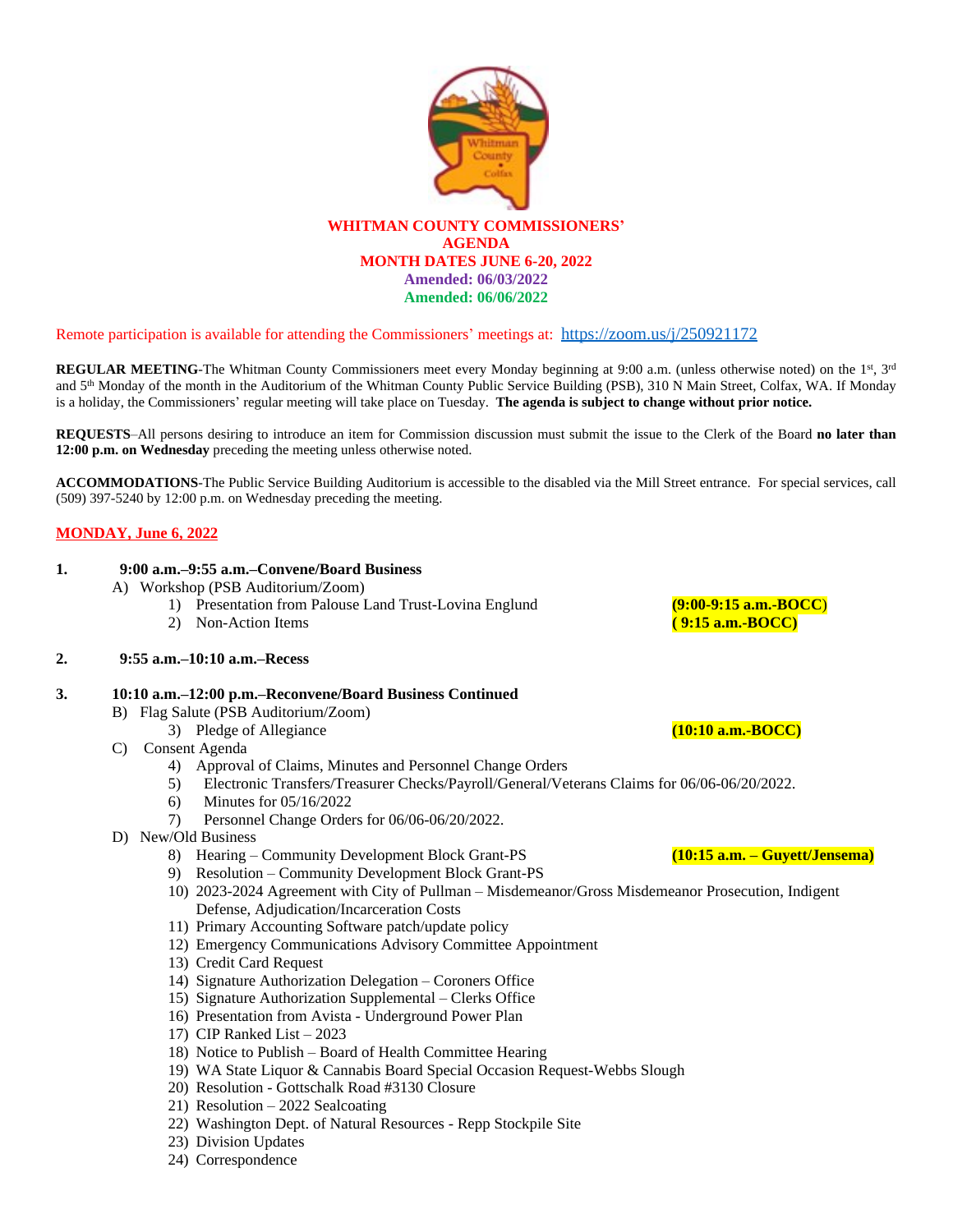# WHITMAN COUNTY COMMISSIONERS' AGENDA
## MONTH DATES JUNE 6-20, 2022
**Amended: 06/03/2022**
**Amended: 06/06/2022**

Remote participation is available for attending the Commissioners' meetings at: https://zoom.us/j/250921172

**REGULAR MEETING**-The Whitman County Commissioners meet every Monday beginning at 9:00 a.m. (unless otherwise noted) on the 1st, 3rd and 5th Monday of the month in the Auditorium of the Whitman County Public Service Building (PSB), 310 N Main Street, Colfax, WA. If Monday is a holiday, the Commissioners' regular meeting will take place on Tuesday. **The agenda is subject to change without prior notice.**

**REQUESTS**–All persons desiring to introduce an item for Commission discussion must submit the issue to the Clerk of the Board **no later than 12:00 p.m. on Wednesday** preceding the meeting unless otherwise noted.

**ACCOMMODATIONS**-The Public Service Building Auditorium is accessible to the disabled via the Mill Street entrance. For special services, call (509) 397-5240 by 12:00 p.m. on Wednesday preceding the meeting.

## MONDAY, June 6, 2022

**1. 9:00 a.m.–9:55 a.m.–Convene/Board Business**

A) Workshop (PSB Auditorium/Zoom)
  1) Presentation from Palouse Land Trust-Lovina Englund **(9:00-9:15 a.m.-BOCC)**
  2) Non-Action Items **( 9:15 a.m.-BOCC)**

**2. 9:55 a.m.–10:10 a.m.–Recess**

**3. 10:10 a.m.–12:00 p.m.–Reconvene/Board Business Continued**

B) Flag Salute (PSB Auditorium/Zoom)
  3) Pledge of Allegiance **(10:10 a.m.-BOCC)**

C) Consent Agenda
  4) Approval of Claims, Minutes and Personnel Change Orders
  5) Electronic Transfers/Treasurer Checks/Payroll/General/Veterans Claims for 06/06-06/20/2022.
  6) Minutes for 05/16/2022
  7) Personnel Change Orders for 06/06-06/20/2022.

D) New/Old Business
  8) Hearing – Community Development Block Grant-PS **(10:15 a.m. – Guyett/Jensema)**
  9) Resolution – Community Development Block Grant-PS
  10) 2023-2024 Agreement with City of Pullman – Misdemeanor/Gross Misdemeanor Prosecution, Indigent Defense, Adjudication/Incarceration Costs
  11) Primary Accounting Software patch/update policy
  12) Emergency Communications Advisory Committee Appointment
  13) Credit Card Request
  14) Signature Authorization Delegation – Coroners Office
  15) Signature Authorization Supplemental – Clerks Office
  16) Presentation from Avista - Underground Power Plan
  17) CIP Ranked List – 2023
  18) Notice to Publish – Board of Health Committee Hearing
  19) WA State Liquor & Cannabis Board Special Occasion Request-Webbs Slough
  20) Resolution - Gottschalk Road #3130 Closure
  21) Resolution – 2022 Sealcoating
  22) Washington Dept. of Natural Resources - Repp Stockpile Site
  23) Division Updates
  24) Correspondence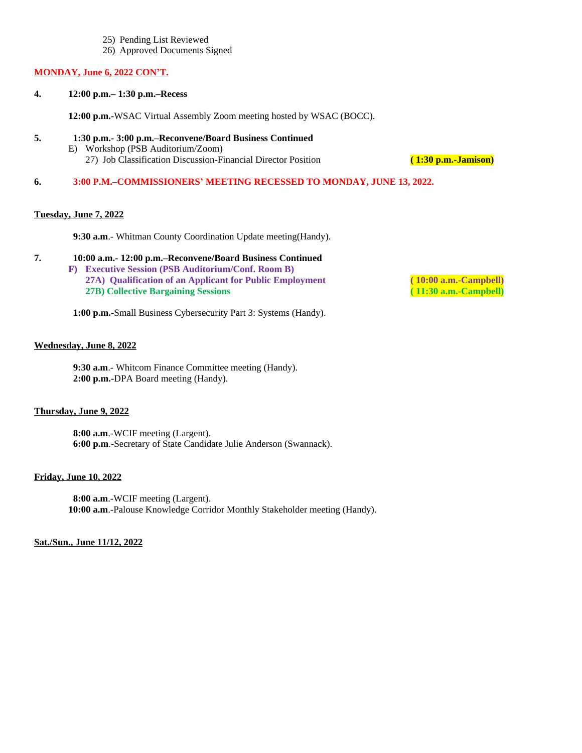25) Pending List Reviewed
26) Approved Documents Signed

**MONDAY, June 6, 2022 CON'T.**

**4. 12:00 p.m.– 1:30 p.m.–Recess**

**12:00 p.m.**-WSAC Virtual Assembly Zoom meeting hosted by WSAC (BOCC).

**5. 1:30 p.m.- 3:00 p.m.–Reconvene/Board Business Continued**

E) Workshop (PSB Auditorium/Zoom)

27) Job Classification Discussion-Financial Director Position **( 1:30 p.m.-Jamison)**

**6. 3:00 P.M.–COMMISSIONERS' MEETING RECESSED TO MONDAY, JUNE 13, 2022.**

**Tuesday, June 7, 2022**

**9:30 a.m**.- Whitman County Coordination Update meeting(Handy).

**7. 10:00 a.m.- 12:00 p.m.–Reconvene/Board Business Continued**

**F) Executive Session (PSB Auditorium/Conf. Room B)**

**27A) Qualification of an Applicant for Public Employment** **( 10:00 a.m.-Campbell)**

**27B) Collective Bargaining Sessions** **( 11:30 a.m.-Campbell)**

**1:00 p.m.**-Small Business Cybersecurity Part 3: Systems (Handy).

**Wednesday, June 8, 2022**

**9:30 a.m**.- Whitcom Finance Committee meeting (Handy).
**2:00 p.m.**-DPA Board meeting (Handy).

**Thursday, June 9, 2022**

**8:00 a.m**.-WCIF meeting (Largent).
**6:00 p.m**.-Secretary of State Candidate Julie Anderson (Swannack).

**Friday, June 10, 2022**

**8:00 a.m**.-WCIF meeting (Largent).
**10:00 a.m**.-Palouse Knowledge Corridor Monthly Stakeholder meeting (Handy).

**Sat./Sun., June 11/12, 2022**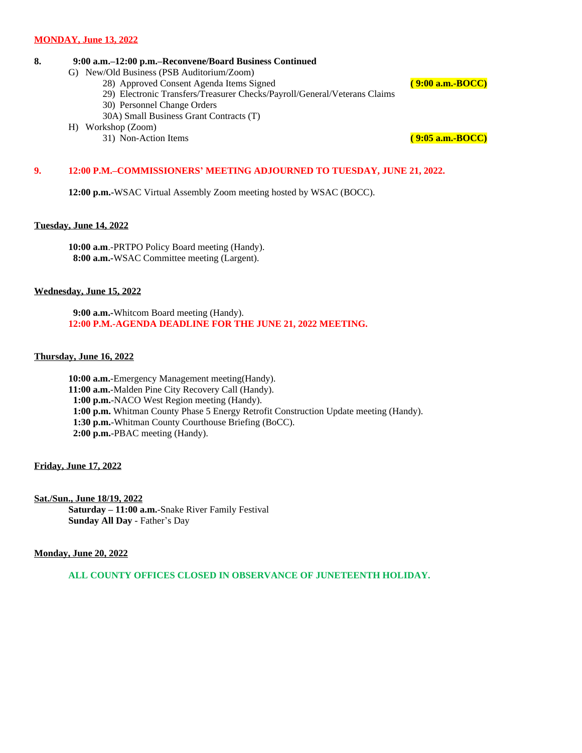**MONDAY, June 13, 2022**

**8. 9:00 a.m.–12:00 p.m.–Reconvene/Board Business Continued**

G) New/Old Business (PSB Auditorium/Zoom)

28) Approved Consent Agenda Items Signed **( 9:00 a.m.-BOCC)**

29) Electronic Transfers/Treasurer Checks/Payroll/General/Veterans Claims

30) Personnel Change Orders

30A) Small Business Grant Contracts (T)

H) Workshop (Zoom)

31) Non-Action Items **( 9:05 a.m.-BOCC)**

**9. 12:00 P.M.–COMMISSIONERS' MEETING ADJOURNED TO TUESDAY, JUNE 21, 2022.**

**12:00 p.m.**-WSAC Virtual Assembly Zoom meeting hosted by WSAC (BOCC).

**Tuesday, June 14, 2022**

**10:00 a.m**.-PRTPO Policy Board meeting (Handy).
**8:00 a.m.**-WSAC Committee meeting (Largent).

**Wednesday, June 15, 2022**

**9:00 a.m.**-Whitcom Board meeting (Handy).
**12:00 P.M.-AGENDA DEADLINE FOR THE JUNE 21, 2022 MEETING.**

**Thursday, June 16, 2022**

**10:00 a.m.**-Emergency Management meeting(Handy).
**11:00 a.m.**-Malden Pine City Recovery Call (Handy).
**1:00 p.m.**-NACO West Region meeting (Handy).
**1:00 p.m.** Whitman County Phase 5 Energy Retrofit Construction Update meeting (Handy).
**1:30 p.m.**-Whitman County Courthouse Briefing (BoCC).
**2:00 p.m.**-PBAC meeting (Handy).

**Friday, June 17, 2022**

**Sat./Sun., June 18/19, 2022**

**Saturday – 11:00 a.m.**-Snake River Family Festival
**Sunday All Day** - Father's Day

**Monday, June 20, 2022**

**ALL COUNTY OFFICES CLOSED IN OBSERVANCE OF JUNETEENTH HOLIDAY.**